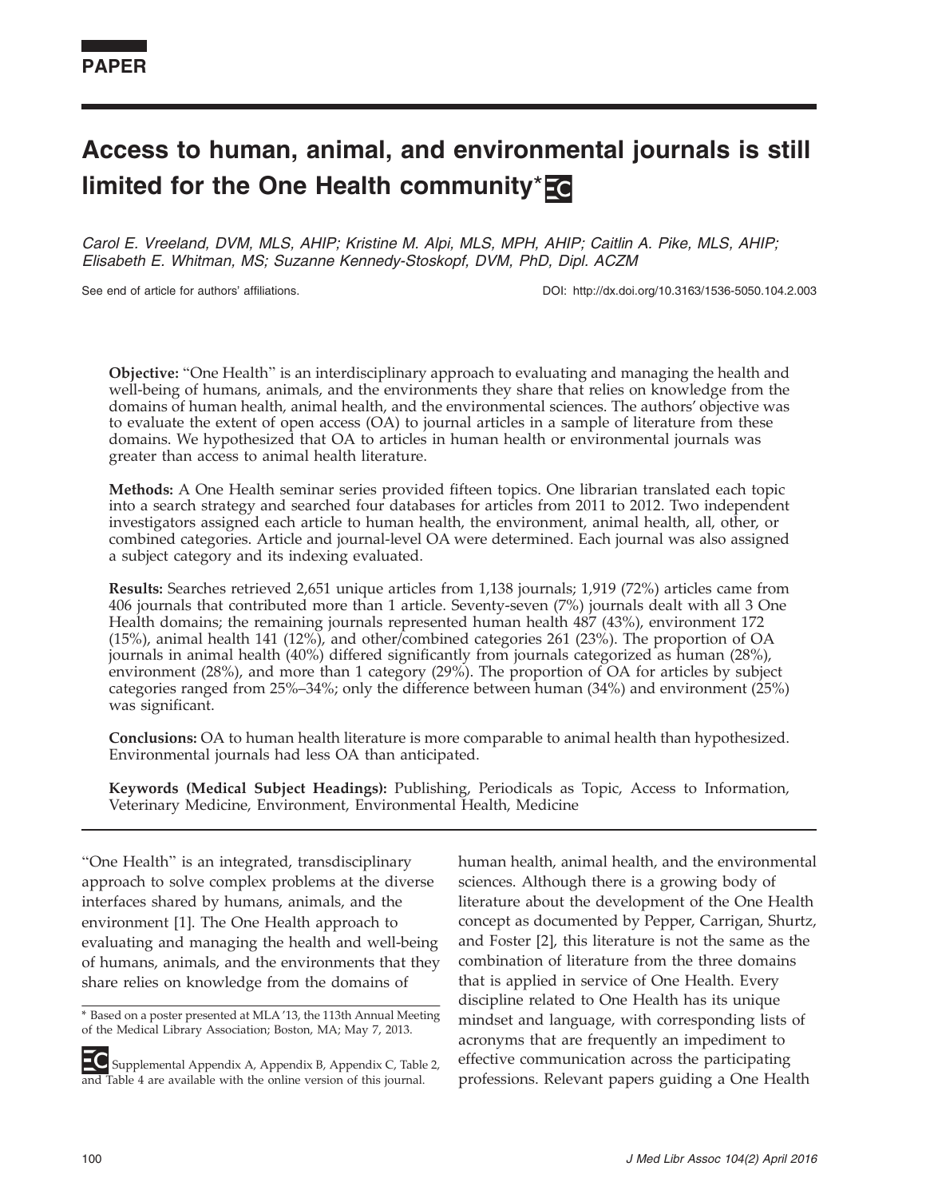PAPER

# Access to human, animal, and environmental journals is still limited for the One Health community*

*Carol E. Vreeland, DVM, MLS, AHIP; Kristine M. Alpi, MLS, MPH, AHIP; Caitlin A. Pike, MLS, AHIP; Elisabeth E. Whitman, MS; Suzanne Kennedy-Stoskopf, DVM, PhD, Dipl. ACZM*

See end of article for authors' affiliations.

DOI: http://dx.doi.org/10.3163/1536-5050.104.2.003

**Objective:** "One Health" is an interdisciplinary approach to evaluating and managing the health and well-being of humans, animals, and the environments they share that relies on knowledge from the domains of human health, animal health, and the environmental sciences. The authors' objective was to evaluate the extent of open access (OA) to journal articles in a sample of literature from these domains. We hypothesized that OA to articles in human health or environmental journals was greater than access to animal health literature.

**Methods:** A One Health seminar series provided fifteen topics. One librarian translated each topic into a search strategy and searched four databases for articles from 2011 to 2012. Two independent investigators assigned each article to human health, the environment, animal health, all, other, or combined categories. Article and journal-level OA were determined. Each journal was also assigned a subject category and its indexing evaluated.

**Results:** Searches retrieved 2,651 unique articles from 1,138 journals; 1,919 (72%) articles came from 406 journals that contributed more than 1 article. Seventy-seven (7%) journals dealt with all 3 One Health domains; the remaining journals represented human health 487 (43%), environment 172 (15%), animal health 141 (12%), and other/combined categories 261 (23%). The proportion of OA journals in animal health (40%) differed significantly from journals categorized as human (28%), environment (28%), and more than 1 category (29%). The proportion of OA for articles by subject categories ranged from 25%–34%; only the difference between human (34%) and environment (25%) was significant.

**Conclusions:** OA to human health literature is more comparable to animal health than hypothesized. Environmental journals had less OA than anticipated.

**Keywords (Medical Subject Headings):** Publishing, Periodicals as Topic, Access to Information, Veterinary Medicine, Environment, Environmental Health, Medicine

"One Health" is an integrated, transdisciplinary approach to solve complex problems at the diverse interfaces shared by humans, animals, and the environment [1]. The One Health approach to evaluating and managing the health and well-being of humans, animals, and the environments that they share relies on knowledge from the domains of human health, animal health, and the environmental sciences. Although there is a growing body of literature about the development of the One Health concept as documented by Pepper, Carrigan, Shurtz, and Foster [2], this literature is not the same as the combination of literature from the three domains that is applied in service of One Health. Every discipline related to One Health has its unique mindset and language, with corresponding lists of acronyms that are frequently an impediment to effective communication across the participating professions. Relevant papers guiding a One Health

\* Based on a poster presented at MLA '13, the 113th Annual Meeting of the Medical Library Association; Boston, MA; May 7, 2013.

Supplemental Appendix A, Appendix B, Appendix C, Table 2, and Table 4 are available with the online version of this journal.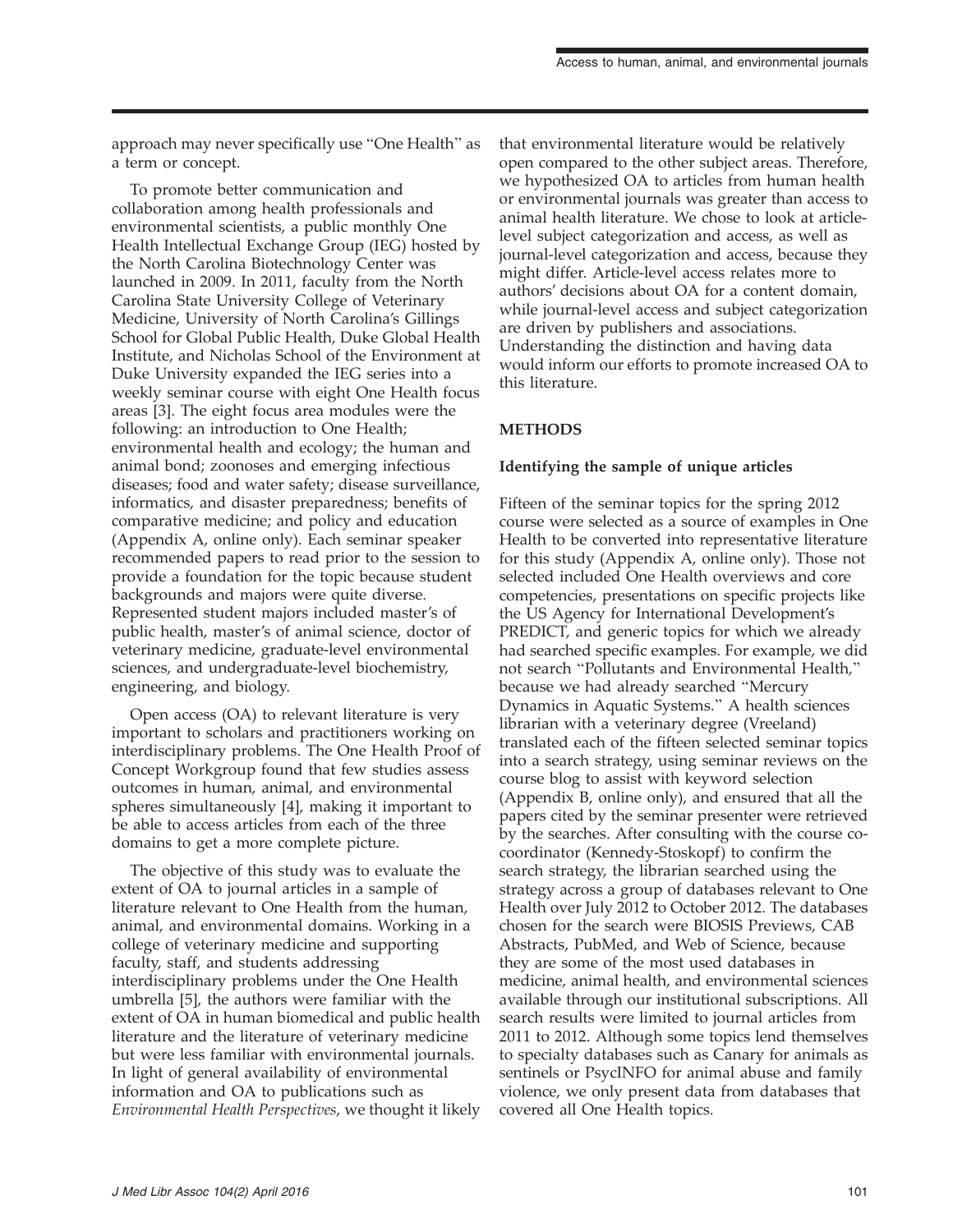approach may never specifically use "One Health" as a term or concept.

To promote better communication and collaboration among health professionals and environmental scientists, a public monthly One Health Intellectual Exchange Group (IEG) hosted by the North Carolina Biotechnology Center was launched in 2009. In 2011, faculty from the North Carolina State University College of Veterinary Medicine, University of North Carolina's Gillings School for Global Public Health, Duke Global Health Institute, and Nicholas School of the Environment at Duke University expanded the IEG series into a weekly seminar course with eight One Health focus areas [3]. The eight focus area modules were the following: an introduction to One Health; environmental health and ecology; the human and animal bond; zoonoses and emerging infectious diseases; food and water safety; disease surveillance, informatics, and disaster preparedness; benefits of comparative medicine; and policy and education (Appendix A, online only). Each seminar speaker recommended papers to read prior to the session to provide a foundation for the topic because student backgrounds and majors were quite diverse. Represented student majors included master's of public health, master's of animal science, doctor of veterinary medicine, graduate-level environmental sciences, and undergraduate-level biochemistry, engineering, and biology.

Open access (OA) to relevant literature is very important to scholars and practitioners working on interdisciplinary problems. The One Health Proof of Concept Workgroup found that few studies assess outcomes in human, animal, and environmental spheres simultaneously [4], making it important to be able to access articles from each of the three domains to get a more complete picture.

The objective of this study was to evaluate the extent of OA to journal articles in a sample of literature relevant to One Health from the human, animal, and environmental domains. Working in a college of veterinary medicine and supporting faculty, staff, and students addressing interdisciplinary problems under the One Health umbrella [5], the authors were familiar with the extent of OA in human biomedical and public health literature and the literature of veterinary medicine but were less familiar with environmental journals. In light of general availability of environmental information and OA to publications such as *Environmental Health Perspectives*, we thought it likely that environmental literature would be relatively open compared to the other subject areas. Therefore, we hypothesized OA to articles from human health or environmental journals was greater than access to animal health literature. We chose to look at article-level subject categorization and access, as well as journal-level categorization and access, because they might differ. Article-level access relates more to authors' decisions about OA for a content domain, while journal-level access and subject categorization are driven by publishers and associations. Understanding the distinction and having data would inform our efforts to promote increased OA to this literature.

## METHODS

### Identifying the sample of unique articles

Fifteen of the seminar topics for the spring 2012 course were selected as a source of examples in One Health to be converted into representative literature for this study (Appendix A, online only). Those not selected included One Health overviews and core competencies, presentations on specific projects like the US Agency for International Development's PREDICT, and generic topics for which we already had searched specific examples. For example, we did not search "Pollutants and Environmental Health," because we had already searched "Mercury Dynamics in Aquatic Systems." A health sciences librarian with a veterinary degree (Vreeland) translated each of the fifteen selected seminar topics into a search strategy, using seminar reviews on the course blog to assist with keyword selection (Appendix B, online only), and ensured that all the papers cited by the seminar presenter were retrieved by the searches. After consulting with the course co-coordinator (Kennedy-Stoskopf) to confirm the search strategy, the librarian searched using the strategy across a group of databases relevant to One Health over July 2012 to October 2012. The databases chosen for the search were BIOSIS Previews, CAB Abstracts, PubMed, and Web of Science, because they are some of the most used databases in medicine, animal health, and environmental sciences available through our institutional subscriptions. All search results were limited to journal articles from 2011 to 2012. Although some topics lend themselves to specialty databases such as Canary for animals as sentinels or PsycINFO for animal abuse and family violence, we only present data from databases that covered all One Health topics.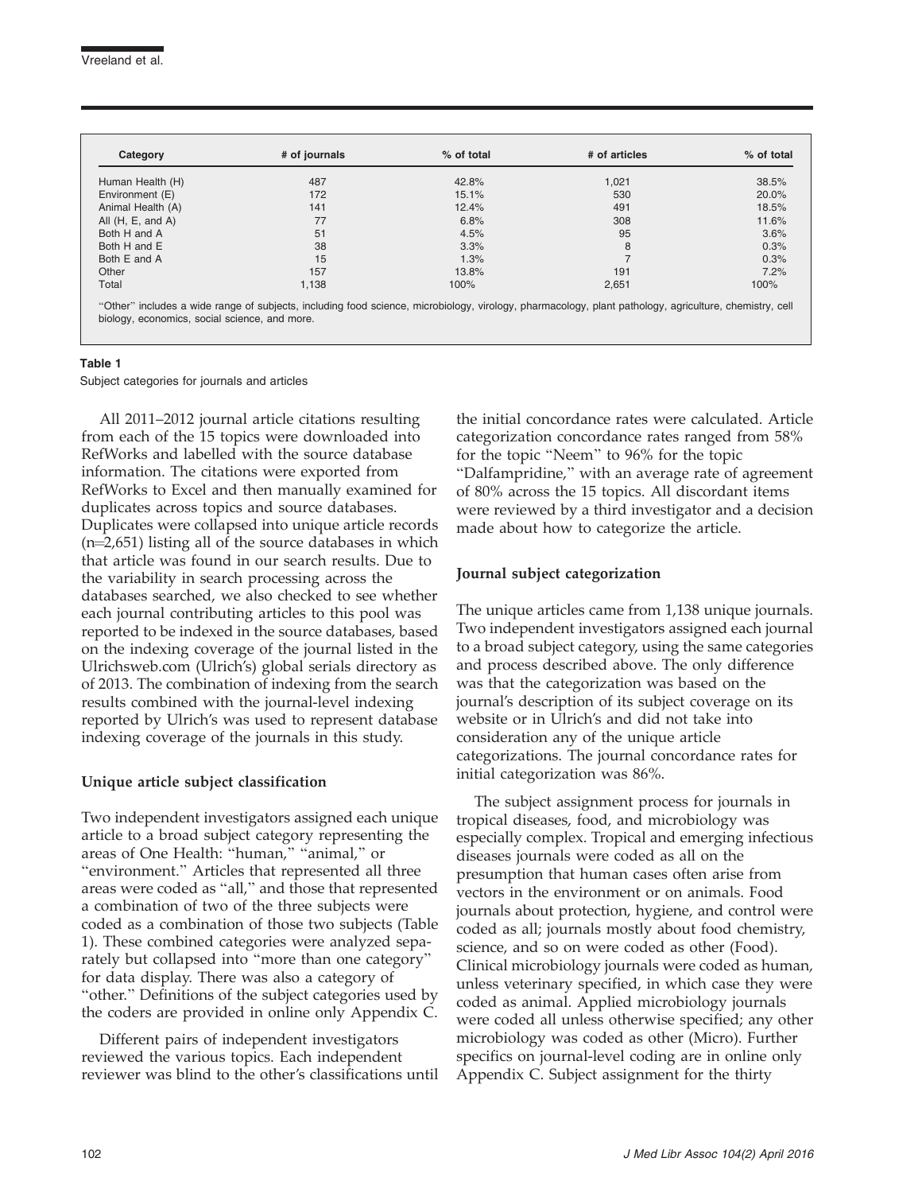| Category | # of journals | % of total | # of articles | % of total |
|---|---|---|---|---|
| Human Health (H) | 487 | 42.8% | 1,021 | 38.5% |
| Environment (E) | 172 | 15.1% | 530 | 20.0% |
| Animal Health (A) | 141 | 12.4% | 491 | 18.5% |
| All (H, E, and A) | 77 | 6.8% | 308 | 11.6% |
| Both H and A | 51 | 4.5% | 95 | 3.6% |
| Both H and E | 38 | 3.3% | 8 | 0.3% |
| Both E and A | 15 | 1.3% | 7 | 0.3% |
| Other | 157 | 13.8% | 191 | 7.2% |
| Total | 1,138 | 100% | 2,651 | 100% |

"Other" includes a wide range of subjects, including food science, microbiology, virology, pharmacology, plant pathology, agriculture, chemistry, cell biology, economics, social science, and more.

**Table 1**

Subject categories for journals and articles

All 2011–2012 journal article citations resulting from each of the 15 topics were downloaded into RefWorks and labelled with the source database information. The citations were exported from RefWorks to Excel and then manually examined for duplicates across topics and source databases. Duplicates were collapsed into unique article records (n=2,651) listing all of the source databases in which that article was found in our search results. Due to the variability in search processing across the databases searched, we also checked to see whether each journal contributing articles to this pool was reported to be indexed in the source databases, based on the indexing coverage of the journal listed in the Ulrichsweb.com (Ulrich's) global serials directory as of 2013. The combination of indexing from the search results combined with the journal-level indexing reported by Ulrich's was used to represent database indexing coverage of the journals in this study.

### Unique article subject classification

Two independent investigators assigned each unique article to a broad subject category representing the areas of One Health: "human," "animal," or "environment." Articles that represented all three areas were coded as "all," and those that represented a combination of two of the three subjects were coded as a combination of those two subjects (Table 1). These combined categories were analyzed separately but collapsed into "more than one category" for data display. There was also a category of "other." Definitions of the subject categories used by the coders are provided in online only Appendix C.

Different pairs of independent investigators reviewed the various topics. Each independent reviewer was blind to the other's classifications until the initial concordance rates were calculated. Article categorization concordance rates ranged from 58% for the topic "Neem" to 96% for the topic "Dalfampridine," with an average rate of agreement of 80% across the 15 topics. All discordant items were reviewed by a third investigator and a decision made about how to categorize the article.

### Journal subject categorization

The unique articles came from 1,138 unique journals. Two independent investigators assigned each journal to a broad subject category, using the same categories and process described above. The only difference was that the categorization was based on the journal's description of its subject coverage on its website or in Ulrich's and did not take into consideration any of the unique article categorizations. The journal concordance rates for initial categorization was 86%.

The subject assignment process for journals in tropical diseases, food, and microbiology was especially complex. Tropical and emerging infectious diseases journals were coded as all on the presumption that human cases often arise from vectors in the environment or on animals. Food journals about protection, hygiene, and control were coded as all; journals mostly about food chemistry, science, and so on were coded as other (Food). Clinical microbiology journals were coded as human, unless veterinary specified, in which case they were coded as animal. Applied microbiology journals were coded all unless otherwise specified; any other microbiology was coded as other (Micro). Further specifics on journal-level coding are in online only Appendix C. Subject assignment for the thirty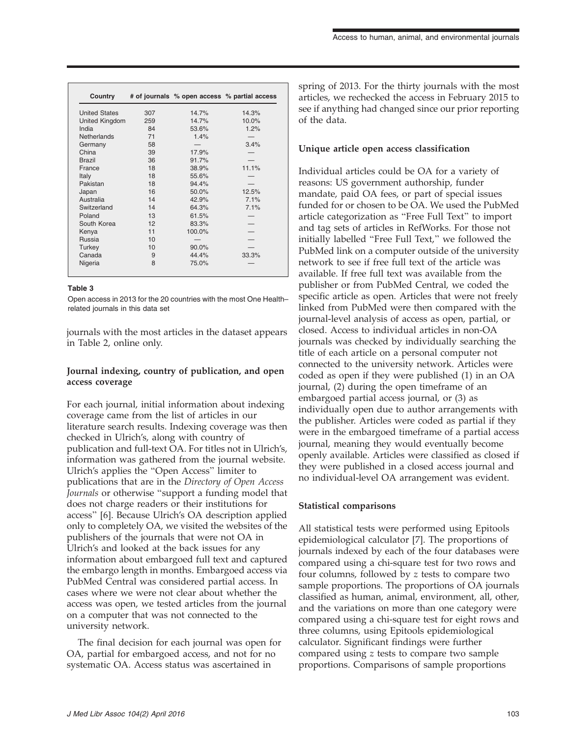| Country | # of journals | % open access | % partial access |
|---|---|---|---|
| United States | 307 | 14.7% | 14.3% |
| United Kingdom | 259 | 14.7% | 10.0% |
| India | 84 | 53.6% | 1.2% |
| Netherlands | 71 | 1.4% | — |
| Germany | 58 | — | 3.4% |
| China | 39 | 17.9% | — |
| Brazil | 36 | 91.7% | — |
| France | 18 | 38.9% | 11.1% |
| Italy | 18 | 55.6% | — |
| Pakistan | 18 | 94.4% | — |
| Japan | 16 | 50.0% | 12.5% |
| Australia | 14 | 42.9% | 7.1% |
| Switzerland | 14 | 64.3% | 7.1% |
| Poland | 13 | 61.5% | — |
| South Korea | 12 | 83.3% | — |
| Kenya | 11 | 100.0% | — |
| Russia | 10 | — | — |
| Turkey | 10 | 90.0% | — |
| Canada | 9 | 44.4% | 33.3% |
| Nigeria | 8 | 75.0% | — |

**Table 3**

Open access in 2013 for the 20 countries with the most One Health–related journals in this data set

journals with the most articles in the dataset appears in Table 2, online only.

### Journal indexing, country of publication, and open access coverage

For each journal, initial information about indexing coverage came from the list of articles in our literature search results. Indexing coverage was then checked in Ulrich's, along with country of publication and full-text OA. For titles not in Ulrich's, information was gathered from the journal website. Ulrich's applies the "Open Access" limiter to publications that are in the *Directory of Open Access Journals* or otherwise "support a funding model that does not charge readers or their institutions for access" [6]. Because Ulrich's OA description applied only to completely OA, we visited the websites of the publishers of the journals that were not OA in Ulrich's and looked at the back issues for any information about embargoed full text and captured the embargo length in months. Embargoed access via PubMed Central was considered partial access. In cases where we were not clear about whether the access was open, we tested articles from the journal on a computer that was not connected to the university network.

The final decision for each journal was open for OA, partial for embargoed access, and not for no systematic OA. Access status was ascertained in spring of 2013. For the thirty journals with the most articles, we rechecked the access in February 2015 to see if anything had changed since our prior reporting of the data.

### Unique article open access classification

Individual articles could be OA for a variety of reasons: US government authorship, funder mandate, paid OA fees, or part of special issues funded for or chosen to be OA. We used the PubMed article categorization as "Free Full Text" to import and tag sets of articles in RefWorks. For those not initially labelled "Free Full Text," we followed the PubMed link on a computer outside of the university network to see if free full text of the article was available. If free full text was available from the publisher or from PubMed Central, we coded the specific article as open. Articles that were not freely linked from PubMed were then compared with the journal-level analysis of access as open, partial, or closed. Access to individual articles in non-OA journals was checked by individually searching the title of each article on a personal computer not connected to the university network. Articles were coded as open if they were published (1) in an OA journal, (2) during the open timeframe of an embargoed partial access journal, or (3) as individually open due to author arrangements with the publisher. Articles were coded as partial if they were in the embargoed timeframe of a partial access journal, meaning they would eventually become openly available. Articles were classified as closed if they were published in a closed access journal and no individual-level OA arrangement was evident.

### Statistical comparisons

All statistical tests were performed using Epitools epidemiological calculator [7]. The proportions of journals indexed by each of the four databases were compared using a chi-square test for two rows and four columns, followed by $z$ tests to compare two sample proportions. The proportions of OA journals classified as human, animal, environment, all, other, and the variations on more than one category were compared using a chi-square test for eight rows and three columns, using Epitools epidemiological calculator. Significant findings were further compared using $z$ tests to compare two sample proportions. Comparisons of sample proportions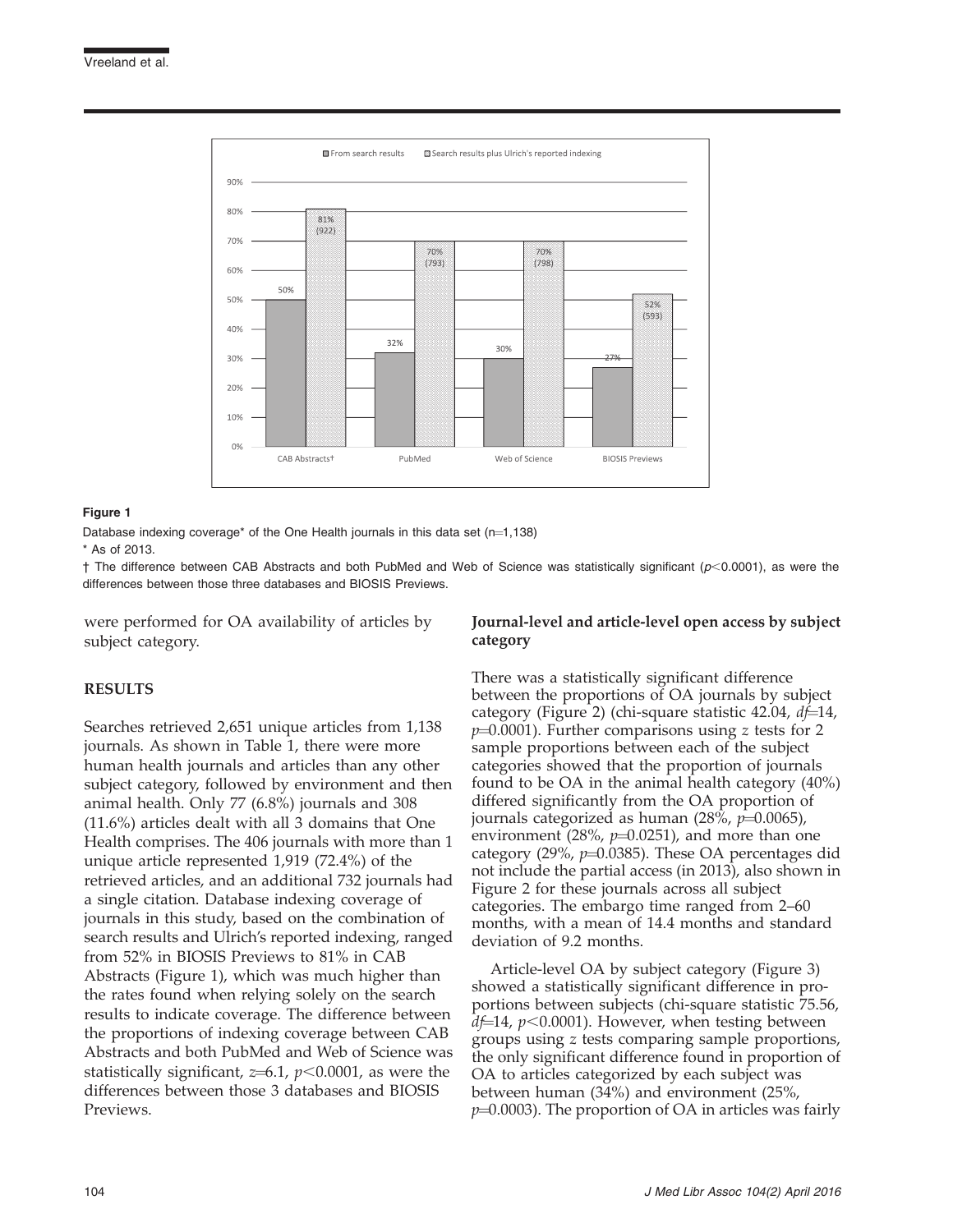**Figure 1**

Database indexing coverage* of the One Health journals in this data set (n=1,138)

* As of 2013.

† The difference between CAB Abstracts and both PubMed and Web of Science was statistically significant ($p<0.0001$), as were the differences between those three databases and BIOSIS Previews.

were performed for OA availability of articles by subject category.

## RESULTS

Searches retrieved 2,651 unique articles from 1,138 journals. As shown in Table 1, there were more human health journals and articles than any other subject category, followed by environment and then animal health. Only 77 (6.8%) journals and 308 (11.6%) articles dealt with all 3 domains that One Health comprises. The 406 journals with more than 1 unique article represented 1,919 (72.4%) of the retrieved articles, and an additional 732 journals had a single citation. Database indexing coverage of journals in this study, based on the combination of search results and Ulrich's reported indexing, ranged from 52% in BIOSIS Previews to 81% in CAB Abstracts (Figure 1), which was much higher than the rates found when relying solely on the search results to indicate coverage. The difference between the proportions of indexing coverage between CAB Abstracts and both PubMed and Web of Science was statistically significant, $z=6.1$, $p<0.0001$, as were the differences between those 3 databases and BIOSIS Previews.

### Journal-level and article-level open access by subject category

There was a statistically significant difference between the proportions of OA journals by subject category (Figure 2) (chi-square statistic 42.04, $df=14$, $p=0.0001$). Further comparisons using $z$ tests for 2 sample proportions between each of the subject categories showed that the proportion of journals found to be OA in the animal health category (40%) differed significantly from the OA proportion of journals categorized as human (28%, $p=0.0065$), environment (28%, $p=0.0251$), and more than one category (29%, $p=0.0385$). These OA percentages did not include the partial access (in 2013), also shown in Figure 2 for these journals across all subject categories. The embargo time ranged from 2–60 months, with a mean of 14.4 months and standard deviation of 9.2 months.

Article-level OA by subject category (Figure 3) showed a statistically significant difference in proportions between subjects (chi-square statistic 75.56, $df=14$, $p<0.0001$). However, when testing between groups using $z$ tests comparing sample proportions, the only significant difference found in proportion of OA to articles categorized by each subject was between human (34%) and environment (25%, $p=0.0003$). The proportion of OA in articles was fairly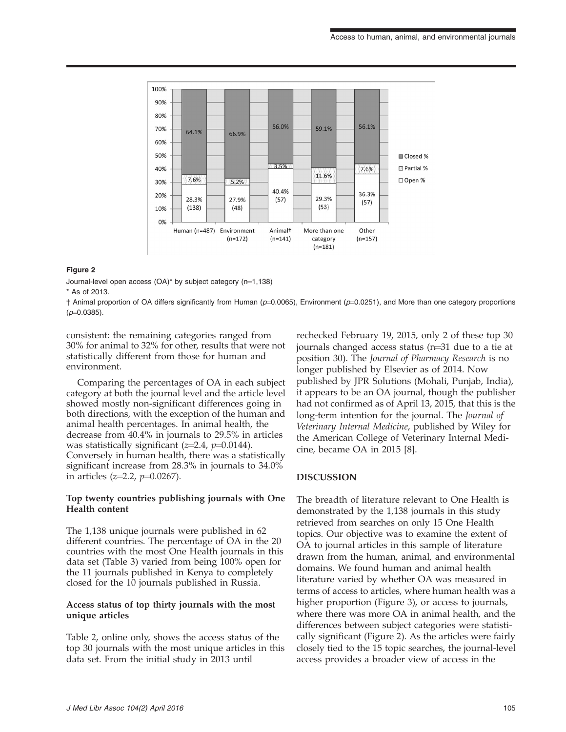**Figure 2**

Journal-level open access (OA)* by subject category (n=1,138)

\* As of 2013.

† Animal proportion of OA differs significantly from Human ($p$=0.0065), Environment ($p$=0.0251), and More than one category proportions ($p$=0.0385).

consistent: the remaining categories ranged from 30% for animal to 32% for other, results that were not statistically different from those for human and environment.

Comparing the percentages of OA in each subject category at both the journal level and the article level showed mostly non-significant differences going in both directions, with the exception of the human and animal health percentages. In animal health, the decrease from 40.4% in journals to 29.5% in articles was statistically significant ($z$=2.4, $p$=0.0144). Conversely in human health, there was a statistically significant increase from 28.3% in journals to 34.0% in articles ($z$=2.2, $p$=0.0267).

### Top twenty countries publishing journals with One Health content

The 1,138 unique journals were published in 62 different countries. The percentage of OA in the 20 countries with the most One Health journals in this data set (Table 3) varied from being 100% open for the 11 journals published in Kenya to completely closed for the 10 journals published in Russia.

### Access status of top thirty journals with the most unique articles

Table 2, online only, shows the access status of the top 30 journals with the most unique articles in this data set. From the initial study in 2013 until rechecked February 19, 2015, only 2 of these top 30 journals changed access status (n=31 due to a tie at position 30). The *Journal of Pharmacy Research* is no longer published by Elsevier as of 2014. Now published by JPR Solutions (Mohali, Punjab, India), it appears to be an OA journal, though the publisher had not confirmed as of April 13, 2015, that this is the long-term intention for the journal. The *Journal of Veterinary Internal Medicine*, published by Wiley for the American College of Veterinary Internal Medicine, became OA in 2015 [8].

## DISCUSSION

The breadth of literature relevant to One Health is demonstrated by the 1,138 journals in this study retrieved from searches on only 15 One Health topics. Our objective was to examine the extent of OA to journal articles in this sample of literature drawn from the human, animal, and environmental domains. We found human and animal health literature varied by whether OA was measured in terms of access to articles, where human health was a higher proportion (Figure 3), or access to journals, where there was more OA in animal health, and the differences between subject categories were statistically significant (Figure 2). As the articles were fairly closely tied to the 15 topic searches, the journal-level access provides a broader view of access in the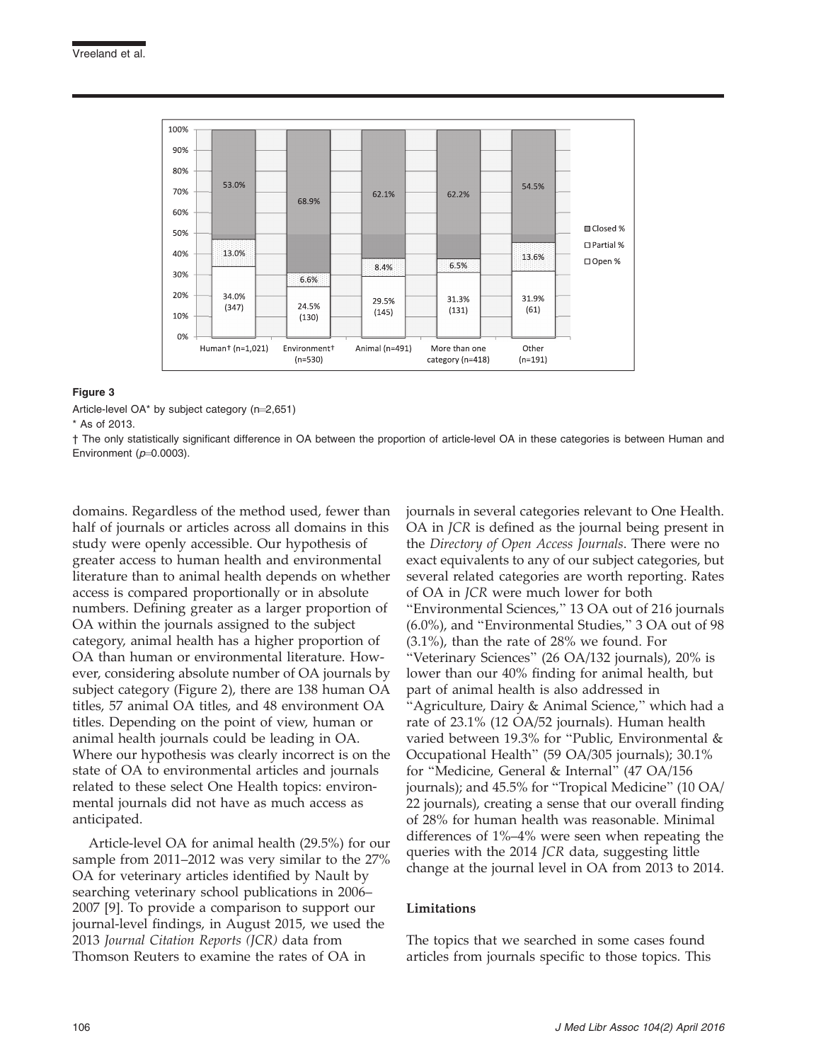Figure 3

Article-level OA* by subject category (n=2,651)

* As of 2013.

† The only statistically significant difference in OA between the proportion of article-level OA in these categories is between Human and Environment ($p$=0.0003).

domains. Regardless of the method used, fewer than half of journals or articles across all domains in this study were openly accessible. Our hypothesis of greater access to human health and environmental literature than to animal health depends on whether access is compared proportionally or in absolute numbers. Defining greater as a larger proportion of OA within the journals assigned to the subject category, animal health has a higher proportion of OA than human or environmental literature. However, considering absolute number of OA journals by subject category (Figure 2), there are 138 human OA titles, 57 animal OA titles, and 48 environment OA titles. Depending on the point of view, human or animal health journals could be leading in OA. Where our hypothesis was clearly incorrect is on the state of OA to environmental articles and journals related to these select One Health topics: environmental journals did not have as much access as anticipated.

Article-level OA for animal health (29.5%) for our sample from 2011–2012 was very similar to the 27% OA for veterinary articles identified by Nault by searching veterinary school publications in 2006–2007 [9]. To provide a comparison to support our journal-level findings, in August 2015, we used the 2013 *Journal Citation Reports (JCR)* data from Thomson Reuters to examine the rates of OA in journals in several categories relevant to One Health. OA in *JCR* is defined as the journal being present in the *Directory of Open Access Journals*. There were no exact equivalents to any of our subject categories, but several related categories are worth reporting. Rates of OA in *JCR* were much lower for both "Environmental Sciences," 13 OA out of 216 journals (6.0%), and "Environmental Studies," 3 OA out of 98 (3.1%), than the rate of 28% we found. For "Veterinary Sciences" (26 OA/132 journals), 20% is lower than our 40% finding for animal health, but part of animal health is also addressed in "Agriculture, Dairy & Animal Science," which had a rate of 23.1% (12 OA/52 journals). Human health varied between 19.3% for "Public, Environmental & Occupational Health" (59 OA/305 journals); 30.1% for "Medicine, General & Internal" (47 OA/156 journals); and 45.5% for "Tropical Medicine" (10 OA/22 journals), creating a sense that our overall finding of 28% for human health was reasonable. Minimal differences of 1%–4% were seen when repeating the queries with the 2014 *JCR* data, suggesting little change at the journal level in OA from 2013 to 2014.

### Limitations

The topics that we searched in some cases found articles from journals specific to those topics. This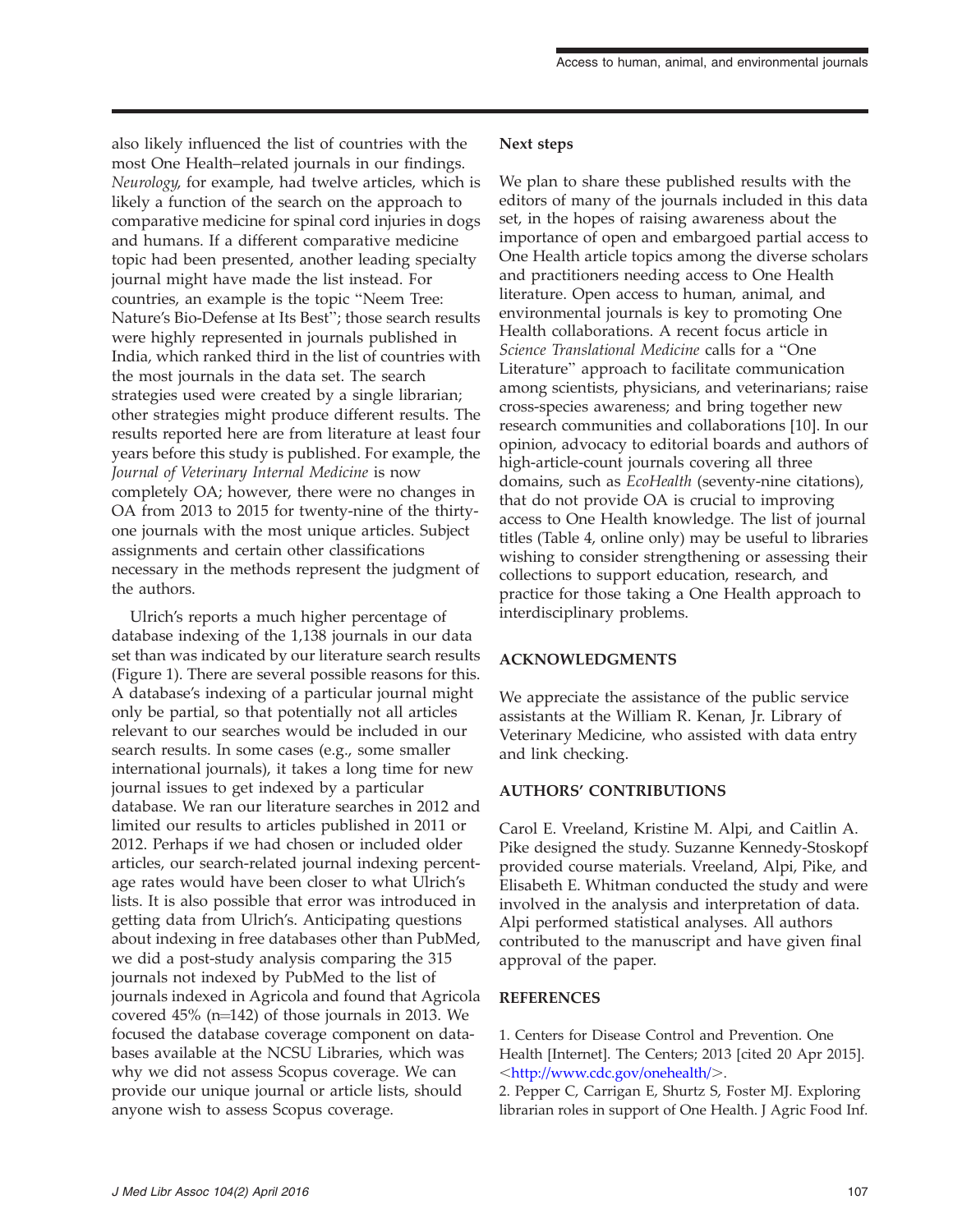also likely influenced the list of countries with the most One Health–related journals in our findings. *Neurology*, for example, had twelve articles, which is likely a function of the search on the approach to comparative medicine for spinal cord injuries in dogs and humans. If a different comparative medicine topic had been presented, another leading specialty journal might have made the list instead. For countries, an example is the topic "Neem Tree: Nature's Bio-Defense at Its Best"; those search results were highly represented in journals published in India, which ranked third in the list of countries with the most journals in the data set. The search strategies used were created by a single librarian; other strategies might produce different results. The results reported here are from literature at least four years before this study is published. For example, the *Journal of Veterinary Internal Medicine* is now completely OA; however, there were no changes in OA from 2013 to 2015 for twenty-nine of the thirty-one journals with the most unique articles. Subject assignments and certain other classifications necessary in the methods represent the judgment of the authors.

Ulrich's reports a much higher percentage of database indexing of the 1,138 journals in our data set than was indicated by our literature search results (Figure 1). There are several possible reasons for this. A database's indexing of a particular journal might only be partial, so that potentially not all articles relevant to our searches would be included in our search results. In some cases (e.g., some smaller international journals), it takes a long time for new journal issues to get indexed by a particular database. We ran our literature searches in 2012 and limited our results to articles published in 2011 or 2012. Perhaps if we had chosen or included older articles, our search-related journal indexing percentage rates would have been closer to what Ulrich's lists. It is also possible that error was introduced in getting data from Ulrich's. Anticipating questions about indexing in free databases other than PubMed, we did a post-study analysis comparing the 315 journals not indexed by PubMed to the list of journals indexed in Agricola and found that Agricola covered 45% (n=142) of those journals in 2013. We focused the database coverage component on databases available at the NCSU Libraries, which was why we did not assess Scopus coverage. We can provide our unique journal or article lists, should anyone wish to assess Scopus coverage.

**Next steps**

We plan to share these published results with the editors of many of the journals included in this data set, in the hopes of raising awareness about the importance of open and embargoed partial access to One Health article topics among the diverse scholars and practitioners needing access to One Health literature. Open access to human, animal, and environmental journals is key to promoting One Health collaborations. A recent focus article in *Science Translational Medicine* calls for a "One Literature" approach to facilitate communication among scientists, physicians, and veterinarians; raise cross-species awareness; and bring together new research communities and collaborations [10]. In our opinion, advocacy to editorial boards and authors of high-article-count journals covering all three domains, such as *EcoHealth* (seventy-nine citations), that do not provide OA is crucial to improving access to One Health knowledge. The list of journal titles (Table 4, online only) may be useful to libraries wishing to consider strengthening or assessing their collections to support education, research, and practice for those taking a One Health approach to interdisciplinary problems.

## ACKNOWLEDGMENTS

We appreciate the assistance of the public service assistants at the William R. Kenan, Jr. Library of Veterinary Medicine, who assisted with data entry and link checking.

## AUTHORS' CONTRIBUTIONS

Carol E. Vreeland, Kristine M. Alpi, and Caitlin A. Pike designed the study. Suzanne Kennedy-Stoskopf provided course materials. Vreeland, Alpi, Pike, and Elisabeth E. Whitman conducted the study and were involved in the analysis and interpretation of data. Alpi performed statistical analyses. All authors contributed to the manuscript and have given final approval of the paper.

## REFERENCES

1. Centers for Disease Control and Prevention. One Health [Internet]. The Centers; 2013 [cited 20 Apr 2015]. <http://www.cdc.gov/onehealth/>.
2. Pepper C, Carrigan E, Shurtz S, Foster MJ. Exploring librarian roles in support of One Health. J Agric Food Inf.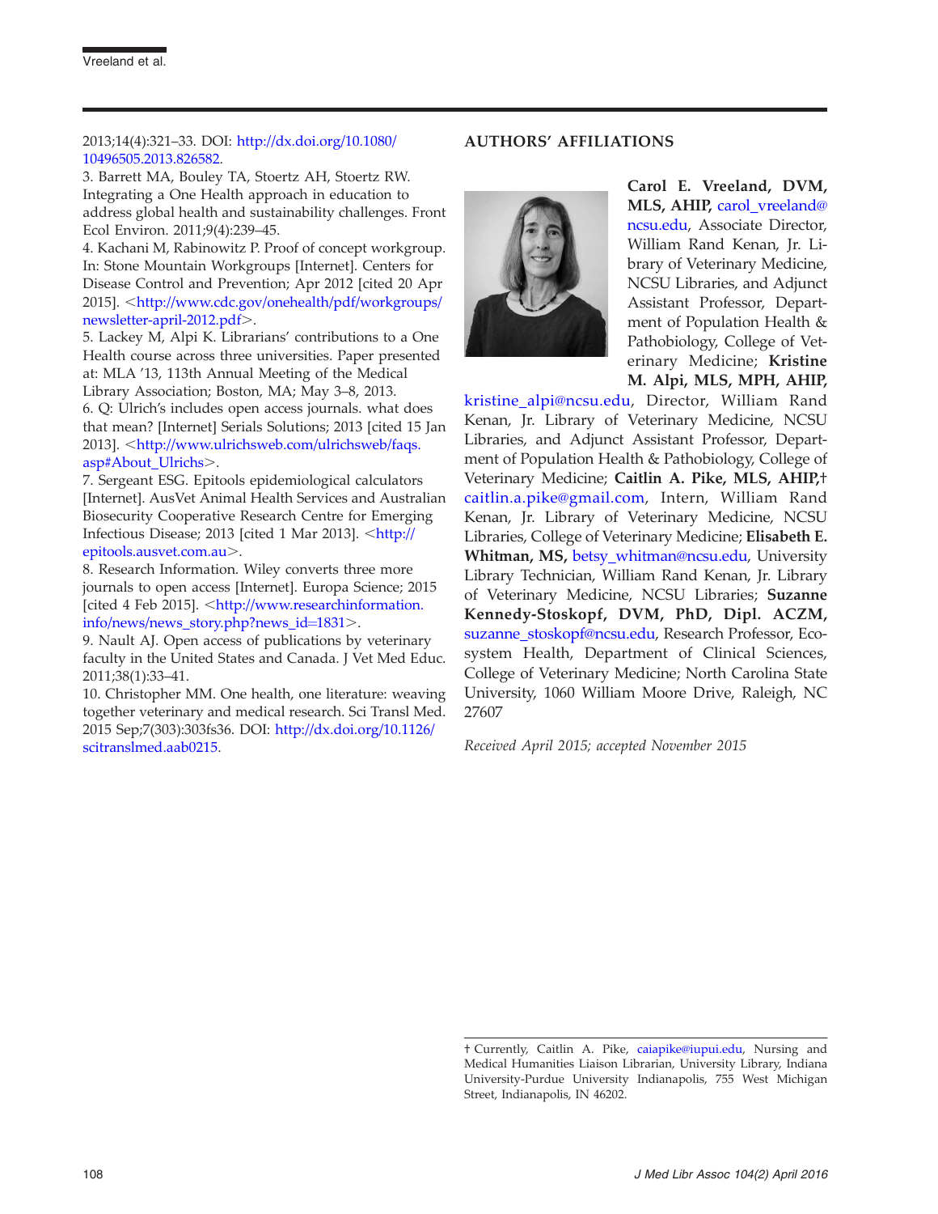2013;14(4):321–33. DOI: http://dx.doi.org/10.1080/10496505.2013.826582.

3. Barrett MA, Bouley TA, Stoertz AH, Stoertz RW. Integrating a One Health approach in education to address global health and sustainability challenges. Front Ecol Environ. 2011;9(4):239–45.

4. Kachani M, Rabinowitz P. Proof of concept workgroup. In: Stone Mountain Workgroups [Internet]. Centers for Disease Control and Prevention; Apr 2012 [cited 20 Apr 2015]. <http://www.cdc.gov/onehealth/pdf/workgroups/newsletter-april-2012.pdf>.

5. Lackey M, Alpi K. Librarians' contributions to a One Health course across three universities. Paper presented at: MLA '13, 113th Annual Meeting of the Medical Library Association; Boston, MA; May 3–8, 2013.

6. Q: Ulrich's includes open access journals. what does that mean? [Internet] Serials Solutions; 2013 [cited 15 Jan 2013]. <http://www.ulrichsweb.com/ulrichsweb/faqs.asp#About_Ulrichs>.

7. Sergeant ESG. Epitools epidemiological calculators [Internet]. AusVet Animal Health Services and Australian Biosecurity Cooperative Research Centre for Emerging Infectious Disease; 2013 [cited 1 Mar 2013]. <http://epitools.ausvet.com.au>.

8. Research Information. Wiley converts three more journals to open access [Internet]. Europa Science; 2015 [cited 4 Feb 2015]. <http://www.researchinformation.info/news/news_story.php?news_id=1831>.

9. Nault AJ. Open access of publications by veterinary faculty in the United States and Canada. J Vet Med Educ. 2011;38(1):33–41.

10. Christopher MM. One health, one literature: weaving together veterinary and medical research. Sci Transl Med. 2015 Sep;7(303):303fs36. DOI: http://dx.doi.org/10.1126/scitranslmed.aab0215.

## AUTHORS' AFFILIATIONS

**Carol E. Vreeland, DVM, MLS, AHIP,** carol_vreeland@ncsu.edu, Associate Director, William Rand Kenan, Jr. Library of Veterinary Medicine, NCSU Libraries, and Adjunct Assistant Professor, Department of Population Health & Pathobiology, College of Veterinary Medicine; **Kristine M. Alpi, MLS, MPH, AHIP,** kristine_alpi@ncsu.edu, Director, William Rand Kenan, Jr. Library of Veterinary Medicine, NCSU Libraries, and Adjunct Assistant Professor, Department of Population Health & Pathobiology, College of Veterinary Medicine; **Caitlin A. Pike, MLS, AHIP,†** caitlin.a.pike@gmail.com, Intern, William Rand Kenan, Jr. Library of Veterinary Medicine, NCSU Libraries, College of Veterinary Medicine; **Elisabeth E. Whitman, MS,** betsy_whitman@ncsu.edu, University Library Technician, William Rand Kenan, Jr. Library of Veterinary Medicine, NCSU Libraries; **Suzanne Kennedy-Stoskopf, DVM, PhD, Dipl. ACZM,** suzanne_stoskopf@ncsu.edu, Research Professor, Ecosystem Health, Department of Clinical Sciences, College of Veterinary Medicine; North Carolina State University, 1060 William Moore Drive, Raleigh, NC 27607

*Received April 2015; accepted November 2015*

† Currently, Caitlin A. Pike, caiapike@iupui.edu, Nursing and Medical Humanities Liaison Librarian, University Library, Indiana University-Purdue University Indianapolis, 755 West Michigan Street, Indianapolis, IN 46202.